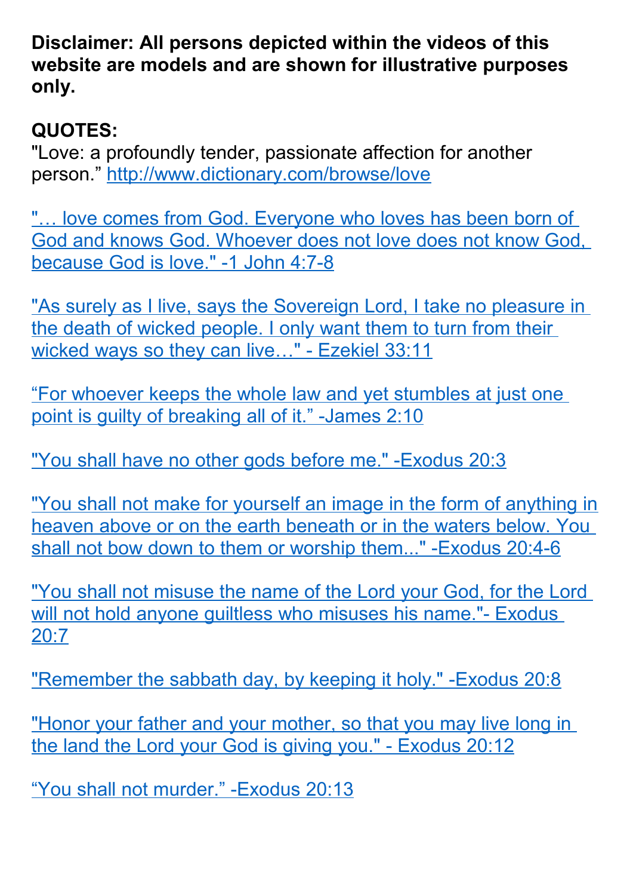**Disclaimer: All persons depicted within the videos of this website are models and are shown for illustrative purposes only.**

**QUOTES:**

"Love: a profoundly tender, passionate affection for another person." http://www.dictionary.com/browse/love

"… love comes from God. Everyone who loves has been born of God and knows God. Whoever does not love does not know God, because God is love." -1 John 4:7-8

"As surely as I live, says the Sovereign Lord, I take no pleasure in the death of wicked people. I only want them to turn from their wicked ways so they can live…" - Ezekiel 33:11

"For whoever keeps the whole law and yet stumbles at just one point is guilty of breaking all of it." -James 2:10

"You shall have no other gods before me." -Exodus 20:3

"You shall not make for yourself an image in the form of anything in heaven above or on the earth beneath or in the waters below. You shall not bow down to them or worship them..." -Exodus 20:4-6

"You shall not misuse the name of the Lord your God, for the Lord will not hold anyone guiltless who misuses his name."- Exodus 20:7

"Remember the sabbath day, by keeping it holy." -Exodus 20:8

"Honor your father and your mother, so that you may live long in the land the Lord your God is giving you." - Exodus 20:12

"You shall not murder." -Exodus 20:13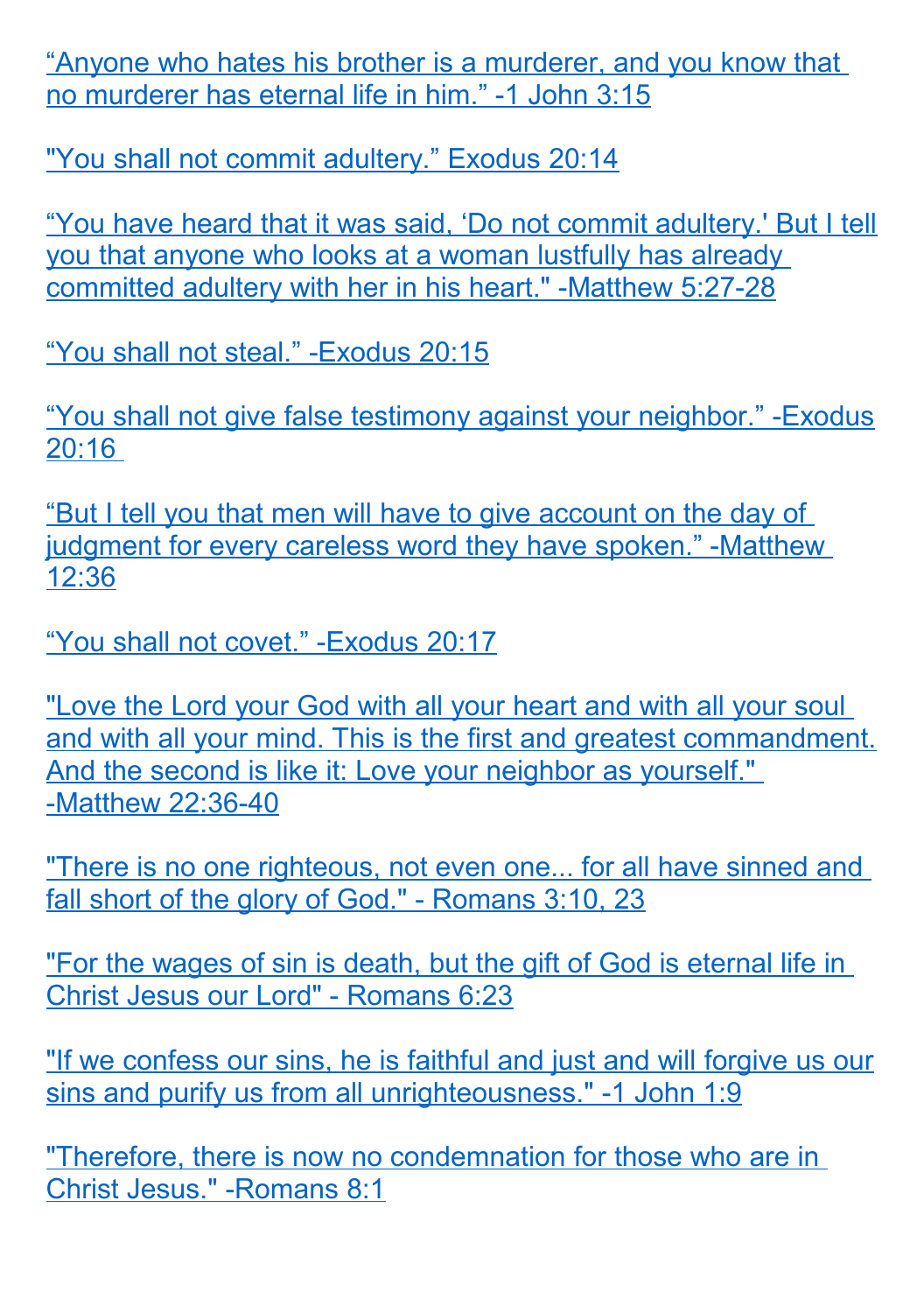“Anyone who hates his brother is a murderer, and you know that no murderer has eternal life in him.” -1 John 3:15

"You shall not commit adultery.” Exodus 20:14

“You have heard that it was said, ‘Do not commit adultery.' But I tell you that anyone who looks at a woman lustfully has already committed adultery with her in his heart." -Matthew 5:27-28

“You shall not steal.” -Exodus 20:15

“You shall not give false testimony against your neighbor.” -Exodus 20:16

“But I tell you that men will have to give account on the day of judgment for every careless word they have spoken.” -Matthew 12:36

“You shall not covet.” -Exodus 20:17

"Love the Lord your God with all your heart and with all your soul and with all your mind. This is the first and greatest commandment. And the second is like it: Love your neighbor as yourself." -Matthew 22:36-40

"There is no one righteous, not even one... for all have sinned and fall short of the glory of God." - Romans 3:10, 23

"For the wages of sin is death, but the gift of God is eternal life in Christ Jesus our Lord" - Romans 6:23

"If we confess our sins, he is faithful and just and will forgive us our sins and purify us from all unrighteousness." -1 John 1:9

"Therefore, there is now no condemnation for those who are in Christ Jesus." -Romans 8:1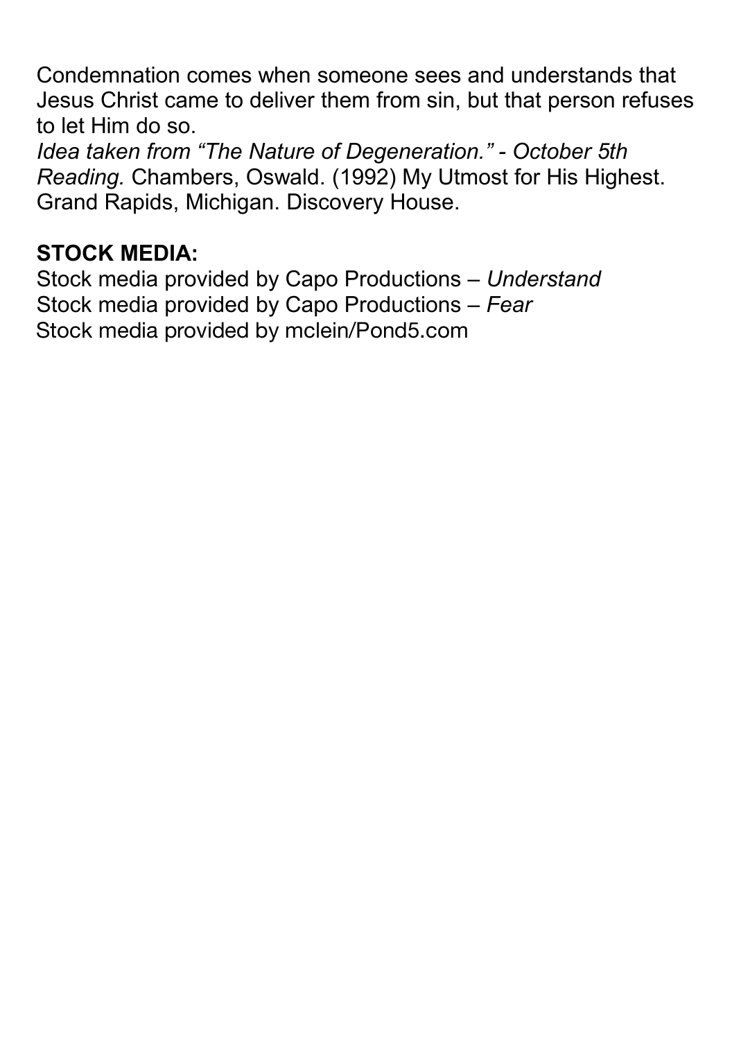Condemnation comes when someone sees and understands that Jesus Christ came to deliver them from sin, but that person refuses to let Him do so.

*Idea taken from "The Nature of Degeneration." - October 5th Reading.* Chambers, Oswald. (1992) My Utmost for His Highest. Grand Rapids, Michigan. Discovery House.

**STOCK MEDIA:**

Stock media provided by Capo Productions – *Understand*
Stock media provided by Capo Productions – *Fear*
Stock media provided by mclein/Pond5.com